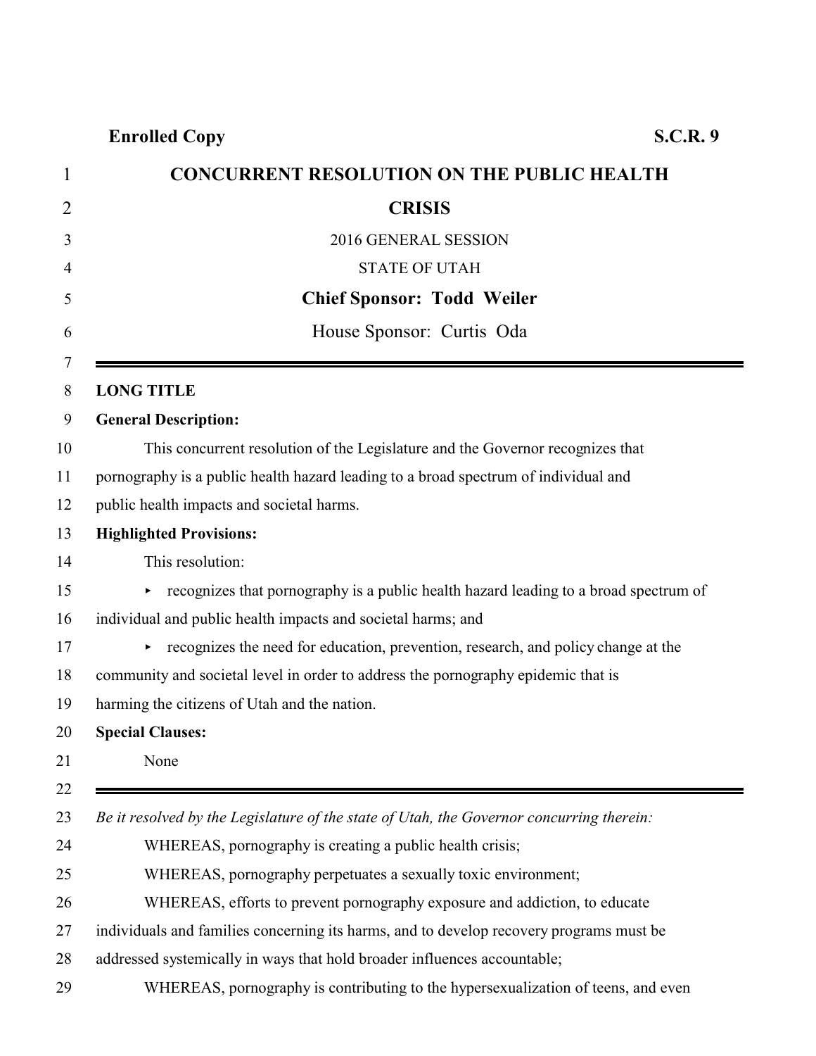**Enrolled Copy** **S.C.R. 9**

# CONCURRENT RESOLUTION ON THE PUBLIC HEALTH CRISIS

2016 GENERAL SESSION

STATE OF UTAH

**Chief Sponsor: Todd Weiler**

House Sponsor: Curtis Oda

---

**LONG TITLE**

**General Description:**

This concurrent resolution of the Legislature and the Governor recognizes that pornography is a public health hazard leading to a broad spectrum of individual and public health impacts and societal harms.

**Highlighted Provisions:**

This resolution:

- recognizes that pornography is a public health hazard leading to a broad spectrum of individual and public health impacts and societal harms; and
- recognizes the need for education, prevention, research, and policy change at the community and societal level in order to address the pornography epidemic that is harming the citizens of Utah and the nation.

**Special Clauses:**

None

---

*Be it resolved by the Legislature of the state of Utah, the Governor concurring therein:*

WHEREAS, pornography is creating a public health crisis;

WHEREAS, pornography perpetuates a sexually toxic environment;

WHEREAS, efforts to prevent pornography exposure and addiction, to educate individuals and families concerning its harms, and to develop recovery programs must be addressed systemically in ways that hold broader influences accountable;

WHEREAS, pornography is contributing to the hypersexualization of teens, and even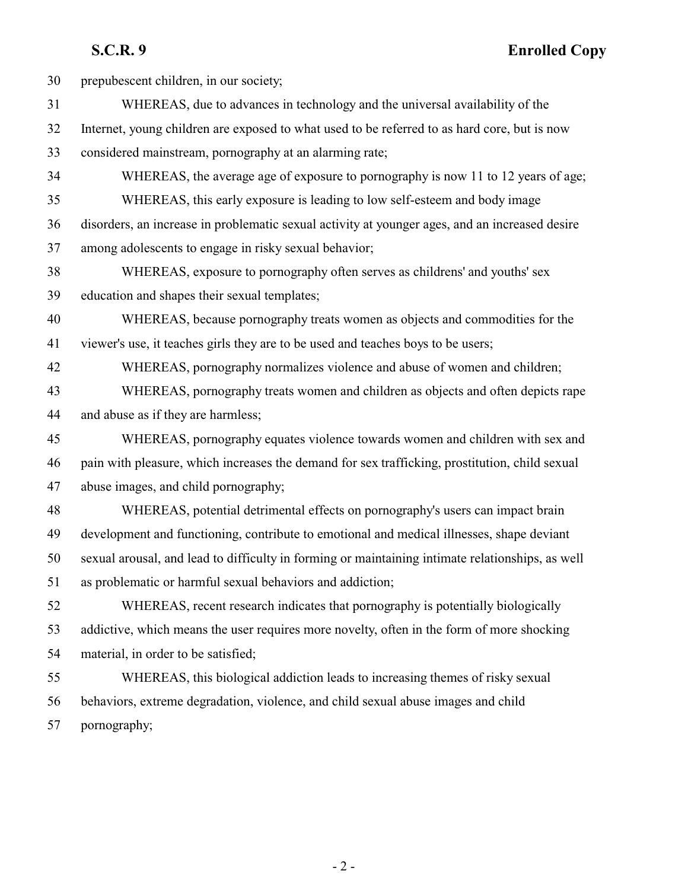prepubescent children, in our society;

WHEREAS, due to advances in technology and the universal availability of the Internet, young children are exposed to what used to be referred to as hard core, but is now considered mainstream, pornography at an alarming rate;

WHEREAS, the average age of exposure to pornography is now 11 to 12 years of age;

WHEREAS, this early exposure is leading to low self-esteem and body image disorders, an increase in problematic sexual activity at younger ages, and an increased desire among adolescents to engage in risky sexual behavior;

WHEREAS, exposure to pornography often serves as childrens' and youths' sex education and shapes their sexual templates;

WHEREAS, because pornography treats women as objects and commodities for the viewer's use, it teaches girls they are to be used and teaches boys to be users;

WHEREAS, pornography normalizes violence and abuse of women and children;

WHEREAS, pornography treats women and children as objects and often depicts rape and abuse as if they are harmless;

WHEREAS, pornography equates violence towards women and children with sex and pain with pleasure, which increases the demand for sex trafficking, prostitution, child sexual abuse images, and child pornography;

WHEREAS, potential detrimental effects on pornography's users can impact brain development and functioning, contribute to emotional and medical illnesses, shape deviant sexual arousal, and lead to difficulty in forming or maintaining intimate relationships, as well as problematic or harmful sexual behaviors and addiction;

WHEREAS, recent research indicates that pornography is potentially biologically addictive, which means the user requires more novelty, often in the form of more shocking material, in order to be satisfied;

WHEREAS, this biological addiction leads to increasing themes of risky sexual behaviors, extreme degradation, violence, and child sexual abuse images and child pornography;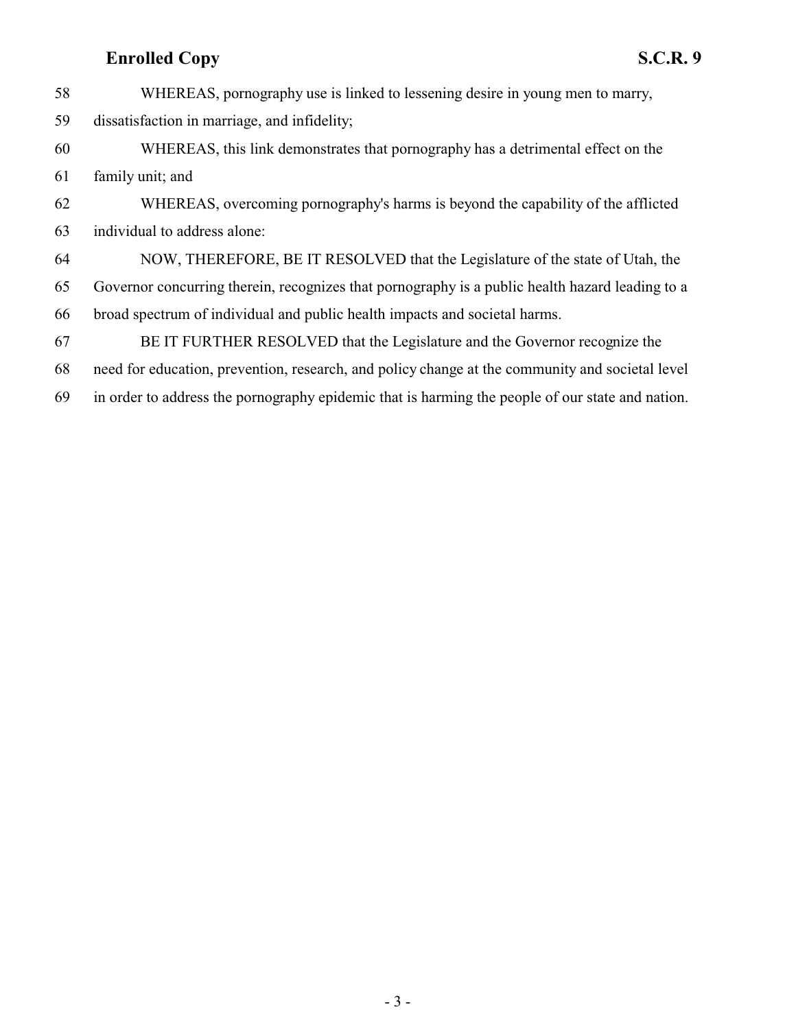WHEREAS, pornography use is linked to lessening desire in young men to marry, dissatisfaction in marriage, and infidelity;

WHEREAS, this link demonstrates that pornography has a detrimental effect on the family unit; and

WHEREAS, overcoming pornography's harms is beyond the capability of the afflicted individual to address alone:

NOW, THEREFORE, BE IT RESOLVED that the Legislature of the state of Utah, the Governor concurring therein, recognizes that pornography is a public health hazard leading to a broad spectrum of individual and public health impacts and societal harms.

BE IT FURTHER RESOLVED that the Legislature and the Governor recognize the need for education, prevention, research, and policy change at the community and societal level in order to address the pornography epidemic that is harming the people of our state and nation.